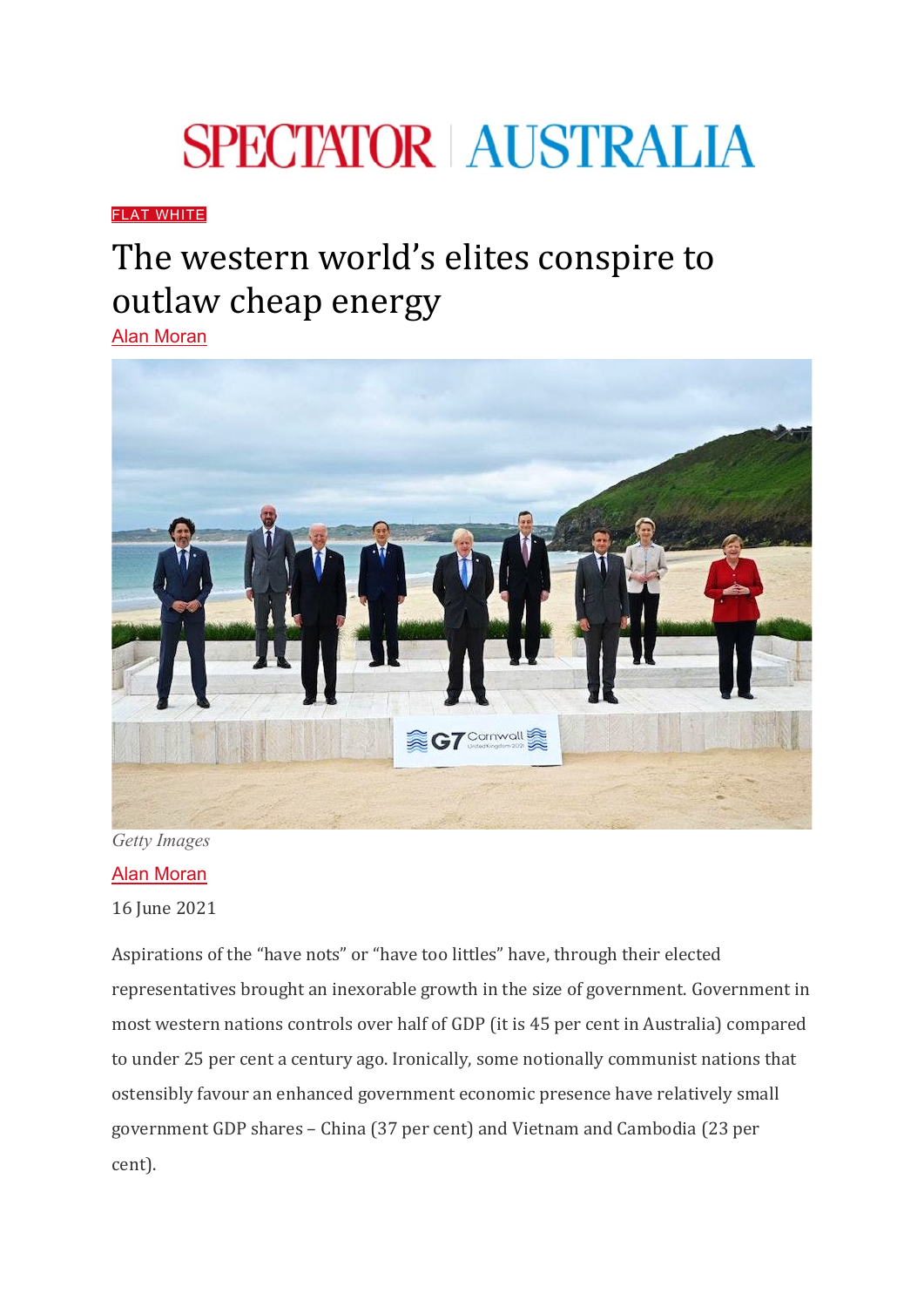# SPECTATOR | AUSTRALIA

FLAT WHITE

## The western world's elites conspire to outlaw cheap energy

Alan Moran

*Getty Images*

Alan Moran

16 June 2021

Aspirations of the "have nots" or "have too littles" have, through their elected representatives brought an inexorable growth in the size of government. Government in most western nations controls over half of GDP (it is 45 per cent in Australia) compared to under 25 per cent a century ago. Ironically, some notionally communist nations that ostensibly favour an enhanced government economic presence have relatively small government GDP shares – China (37 per cent) and Vietnam and Cambodia (23 per cent).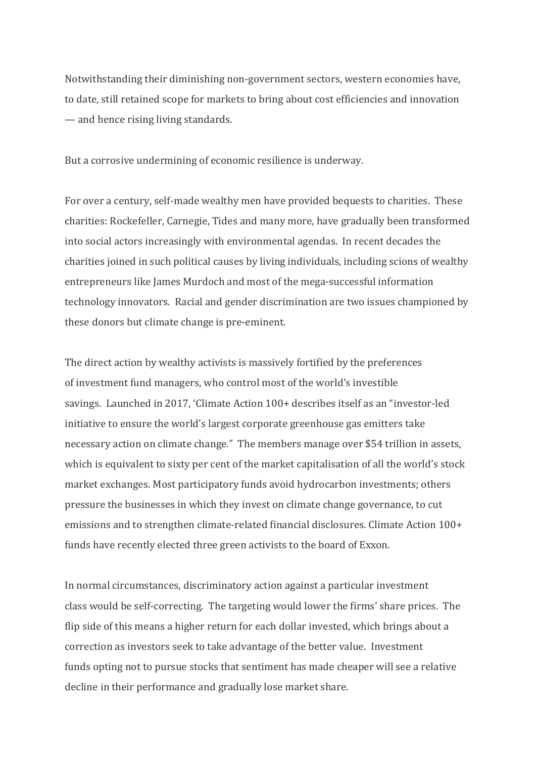Notwithstanding their diminishing non-government sectors, western economies have, to date, still retained scope for markets to bring about cost efficiencies and innovation — and hence rising living standards.

But a corrosive undermining of economic resilience is underway.

For over a century, self-made wealthy men have provided bequests to charities. These charities: Rockefeller, Carnegie, Tides and many more, have gradually been transformed into social actors increasingly with environmental agendas. In recent decades the charities joined in such political causes by living individuals, including scions of wealthy entrepreneurs like James Murdoch and most of the mega-successful information technology innovators. Racial and gender discrimination are two issues championed by these donors but climate change is pre-eminent.

The direct action by wealthy activists is massively fortified by the preferences of investment fund managers, who control most of the world's investible savings. Launched in 2017, 'Climate Action 100+ describes itself as an "investor-led initiative to ensure the world's largest corporate greenhouse gas emitters take necessary action on climate change." The members manage over $54 trillion in assets, which is equivalent to sixty per cent of the market capitalisation of all the world's stock market exchanges. Most participatory funds avoid hydrocarbon investments; others pressure the businesses in which they invest on climate change governance, to cut emissions and to strengthen climate-related financial disclosures. Climate Action 100+ funds have recently elected three green activists to the board of Exxon.

In normal circumstances, discriminatory action against a particular investment class would be self-correcting. The targeting would lower the firms' share prices. The flip side of this means a higher return for each dollar invested, which brings about a correction as investors seek to take advantage of the better value. Investment funds opting not to pursue stocks that sentiment has made cheaper will see a relative decline in their performance and gradually lose market share.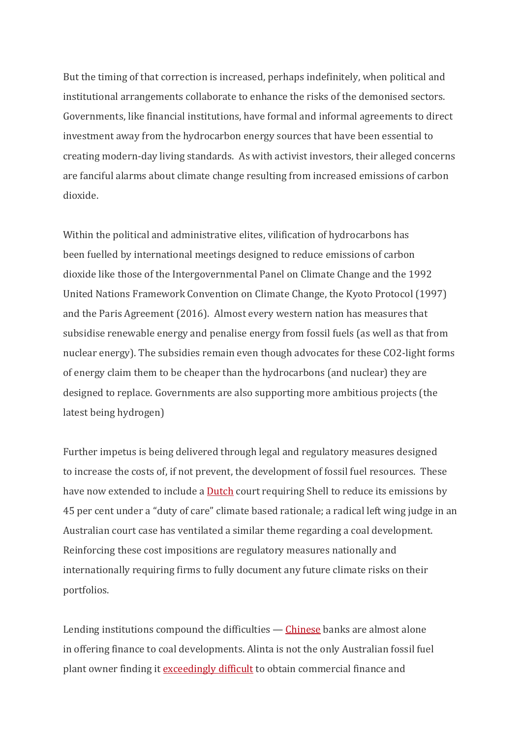But the timing of that correction is increased, perhaps indefinitely, when political and institutional arrangements collaborate to enhance the risks of the demonised sectors. Governments, like financial institutions, have formal and informal agreements to direct investment away from the hydrocarbon energy sources that have been essential to creating modern-day living standards. As with activist investors, their alleged concerns are fanciful alarms about climate change resulting from increased emissions of carbon dioxide.

Within the political and administrative elites, vilification of hydrocarbons has been fuelled by international meetings designed to reduce emissions of carbon dioxide like those of the Intergovernmental Panel on Climate Change and the 1992 United Nations Framework Convention on Climate Change, the Kyoto Protocol (1997) and the Paris Agreement (2016). Almost every western nation has measures that subsidise renewable energy and penalise energy from fossil fuels (as well as that from nuclear energy). The subsidies remain even though advocates for these CO2-light forms of energy claim them to be cheaper than the hydrocarbons (and nuclear) they are designed to replace. Governments are also supporting more ambitious projects (the latest being hydrogen)

Further impetus is being delivered through legal and regulatory measures designed to increase the costs of, if not prevent, the development of fossil fuel resources. These have now extended to include a Dutch court requiring Shell to reduce its emissions by 45 per cent under a "duty of care" climate based rationale; a radical left wing judge in an Australian court case has ventilated a similar theme regarding a coal development. Reinforcing these cost impositions are regulatory measures nationally and internationally requiring firms to fully document any future climate risks on their portfolios.

Lending institutions compound the difficulties — Chinese banks are almost alone in offering finance to coal developments. Alinta is not the only Australian fossil fuel plant owner finding it exceedingly difficult to obtain commercial finance and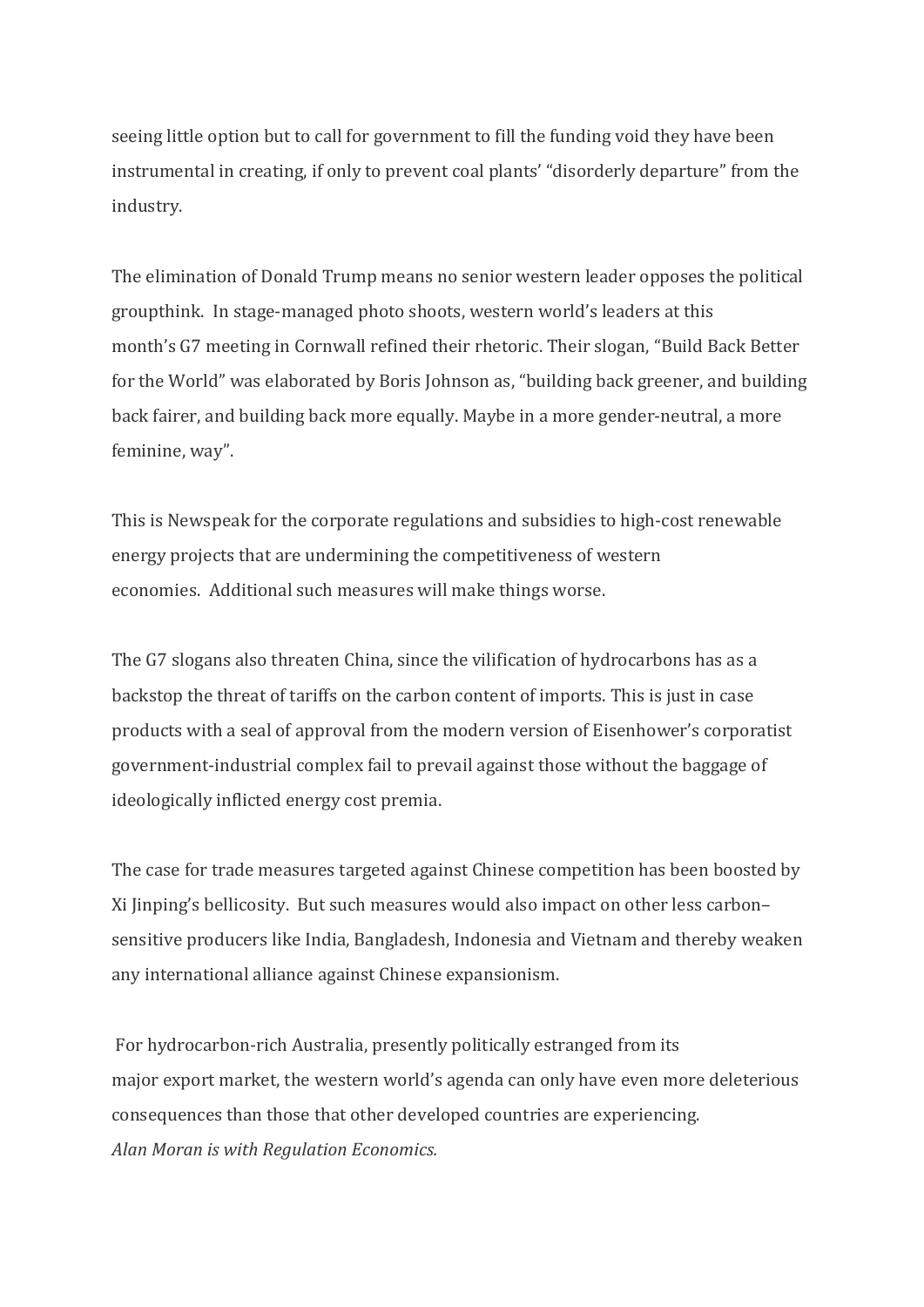seeing little option but to call for government to fill the funding void they have been instrumental in creating, if only to prevent coal plants' "disorderly departure" from the industry.

The elimination of Donald Trump means no senior western leader opposes the political groupthink. In stage-managed photo shoots, western world's leaders at this month's G7 meeting in Cornwall refined their rhetoric. Their slogan, "Build Back Better for the World" was elaborated by Boris Johnson as, "building back greener, and building back fairer, and building back more equally. Maybe in a more gender-neutral, a more feminine, way".

This is Newspeak for the corporate regulations and subsidies to high-cost renewable energy projects that are undermining the competitiveness of western economies. Additional such measures will make things worse.

The G7 slogans also threaten China, since the vilification of hydrocarbons has as a backstop the threat of tariffs on the carbon content of imports. This is just in case products with a seal of approval from the modern version of Eisenhower's corporatist government-industrial complex fail to prevail against those without the baggage of ideologically inflicted energy cost premia.

The case for trade measures targeted against Chinese competition has been boosted by Xi Jinping's bellicosity. But such measures would also impact on other less carbon–sensitive producers like India, Bangladesh, Indonesia and Vietnam and thereby weaken any international alliance against Chinese expansionism.

For hydrocarbon-rich Australia, presently politically estranged from its major export market, the western world's agenda can only have even more deleterious consequences than those that other developed countries are experiencing.

*Alan Moran is with Regulation Economics.*